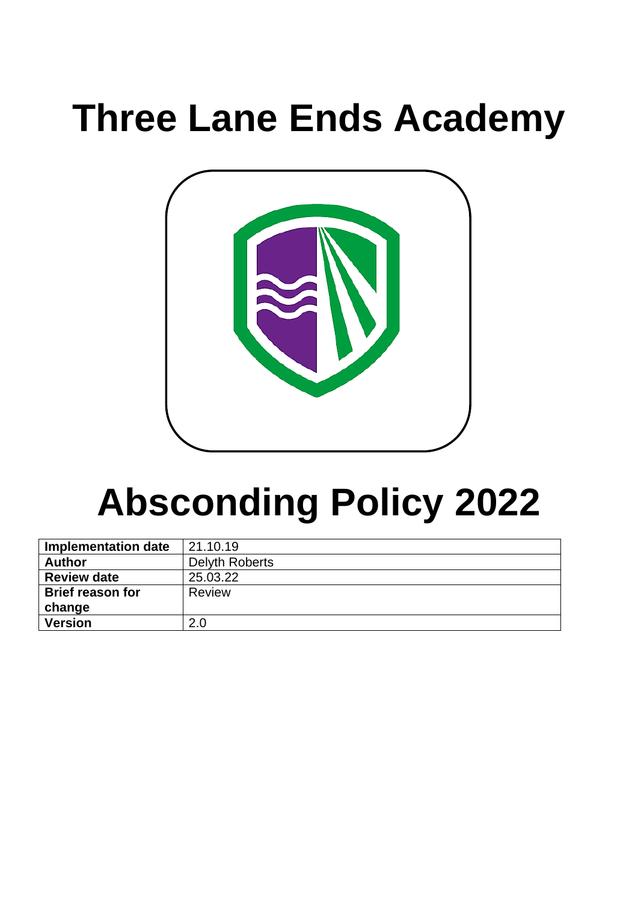# Three Lane Ends Academy

# Absconding Policy 2022

| Implementation date | 21.10.19 |
| --- | --- |
| Author | Delyth Roberts |
| Review date | 25.03.22 |
| Brief reason for change | Review |
| Version | 2.0 |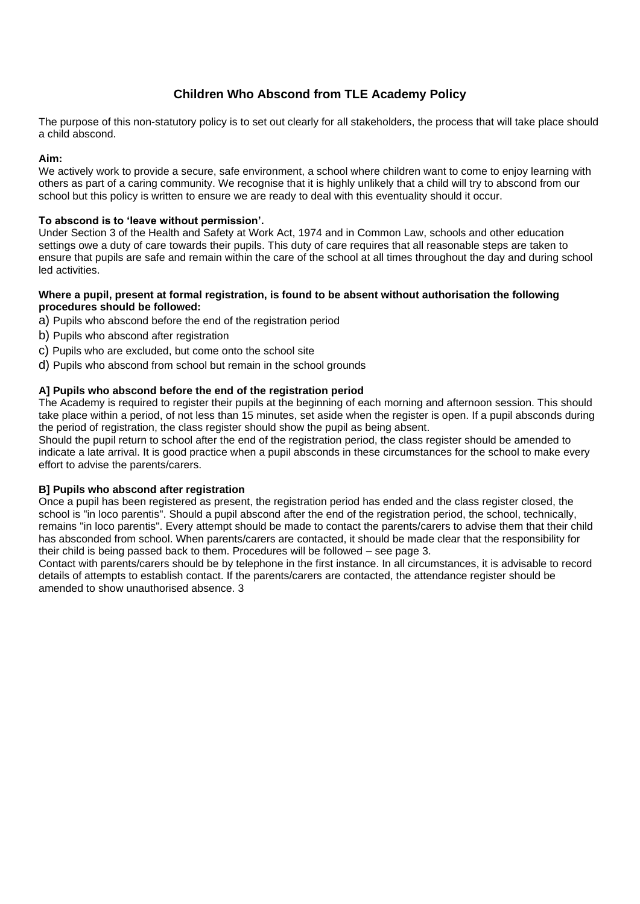# Children Who Abscond from TLE Academy Policy

The purpose of this non-statutory policy is to set out clearly for all stakeholders, the process that will take place should a child abscond.

**Aim:**

We actively work to provide a secure, safe environment, a school where children want to come to enjoy learning with others as part of a caring community. We recognise that it is highly unlikely that a child will try to abscond from our school but this policy is written to ensure we are ready to deal with this eventuality should it occur.

**To abscond is to 'leave without permission'.**

Under Section 3 of the Health and Safety at Work Act, 1974 and in Common Law, schools and other education settings owe a duty of care towards their pupils. This duty of care requires that all reasonable steps are taken to ensure that pupils are safe and remain within the care of the school at all times throughout the day and during school led activities.

**Where a pupil, present at formal registration, is found to be absent without authorisation the following procedures should be followed:**

a) Pupils who abscond before the end of the registration period

b) Pupils who abscond after registration

c) Pupils who are excluded, but come onto the school site

d) Pupils who abscond from school but remain in the school grounds

**A] Pupils who abscond before the end of the registration period**

The Academy is required to register their pupils at the beginning of each morning and afternoon session. This should take place within a period, of not less than 15 minutes, set aside when the register is open. If a pupil absconds during the period of registration, the class register should show the pupil as being absent.

Should the pupil return to school after the end of the registration period, the class register should be amended to indicate a late arrival. It is good practice when a pupil absconds in these circumstances for the school to make every effort to advise the parents/carers.

**B] Pupils who abscond after registration**

Once a pupil has been registered as present, the registration period has ended and the class register closed, the school is "in loco parentis". Should a pupil abscond after the end of the registration period, the school, technically, remains "in loco parentis". Every attempt should be made to contact the parents/carers to advise them that their child has absconded from school. When parents/carers are contacted, it should be made clear that the responsibility for their child is being passed back to them. Procedures will be followed – see page 3.

Contact with parents/carers should be by telephone in the first instance. In all circumstances, it is advisable to record details of attempts to establish contact. If the parents/carers are contacted, the attendance register should be amended to show unauthorised absence. 3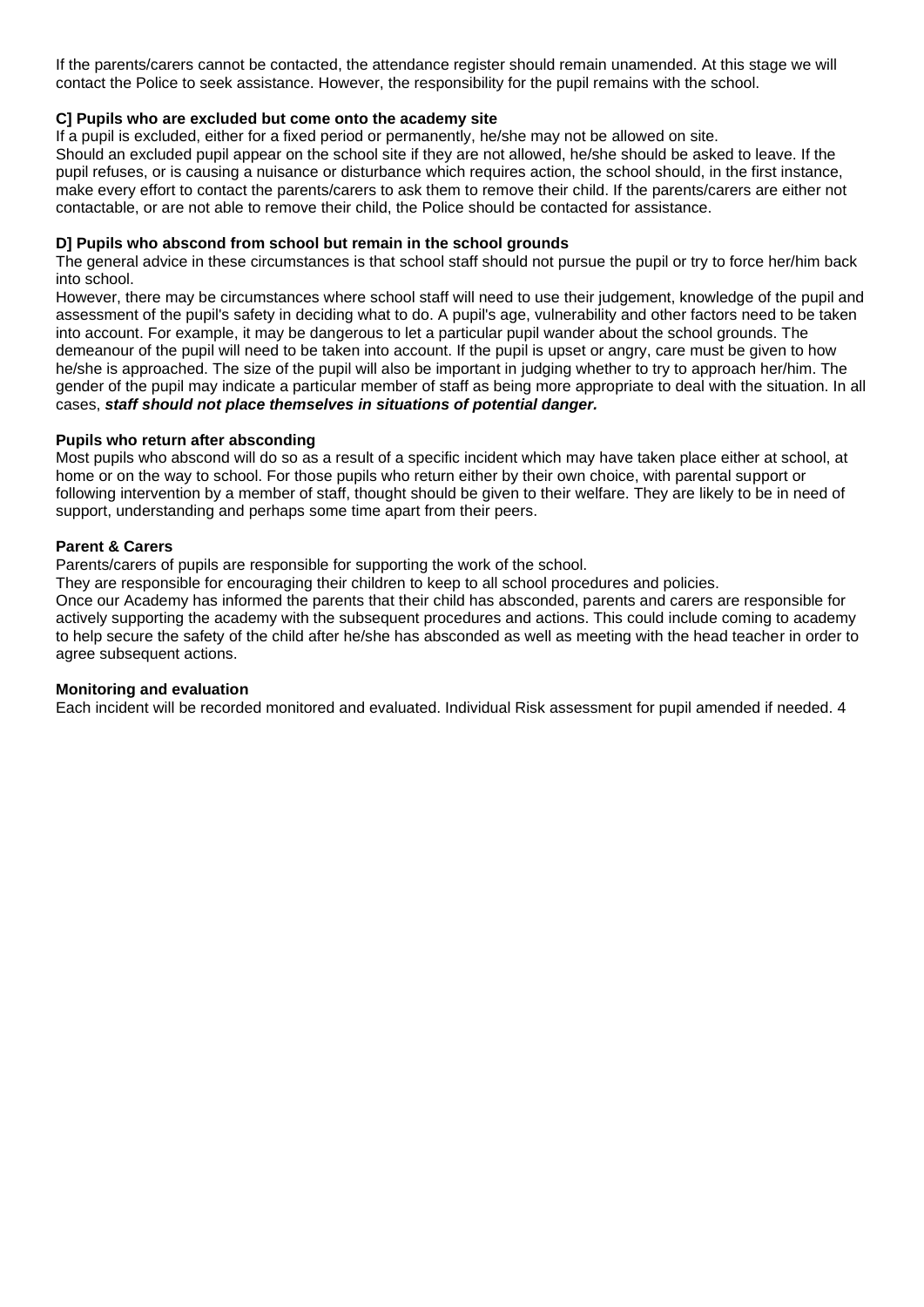If the parents/carers cannot be contacted, the attendance register should remain unamended. At this stage we will contact the Police to seek assistance. However, the responsibility for the pupil remains with the school.

**C] Pupils who are excluded but come onto the academy site**

If a pupil is excluded, either for a fixed period or permanently, he/she may not be allowed on site.
Should an excluded pupil appear on the school site if they are not allowed, he/she should be asked to leave. If the pupil refuses, or is causing a nuisance or disturbance which requires action, the school should, in the first instance, make every effort to contact the parents/carers to ask them to remove their child. If the parents/carers are either not contactable, or are not able to remove their child, the Police should be contacted for assistance.

**D] Pupils who abscond from school but remain in the school grounds**

The general advice in these circumstances is that school staff should not pursue the pupil or try to force her/him back into school.
However, there may be circumstances where school staff will need to use their judgement, knowledge of the pupil and assessment of the pupil's safety in deciding what to do. A pupil's age, vulnerability and other factors need to be taken into account. For example, it may be dangerous to let a particular pupil wander about the school grounds. The demeanour of the pupil will need to be taken into account. If the pupil is upset or angry, care must be given to how he/she is approached. The size of the pupil will also be important in judging whether to try to approach her/him. The gender of the pupil may indicate a particular member of staff as being more appropriate to deal with the situation. In all cases, ***staff should not place themselves in situations of potential danger.***

**Pupils who return after absconding**

Most pupils who abscond will do so as a result of a specific incident which may have taken place either at school, at home or on the way to school. For those pupils who return either by their own choice, with parental support or following intervention by a member of staff, thought should be given to their welfare. They are likely to be in need of support, understanding and perhaps some time apart from their peers.

**Parent & Carers**

Parents/carers of pupils are responsible for supporting the work of the school.
They are responsible for encouraging their children to keep to all school procedures and policies.
Once our Academy has informed the parents that their child has absconded, parents and carers are responsible for actively supporting the academy with the subsequent procedures and actions. This could include coming to academy to help secure the safety of the child after he/she has absconded as well as meeting with the head teacher in order to agree subsequent actions.

**Monitoring and evaluation**

Each incident will be recorded monitored and evaluated. Individual Risk assessment for pupil amended if needed.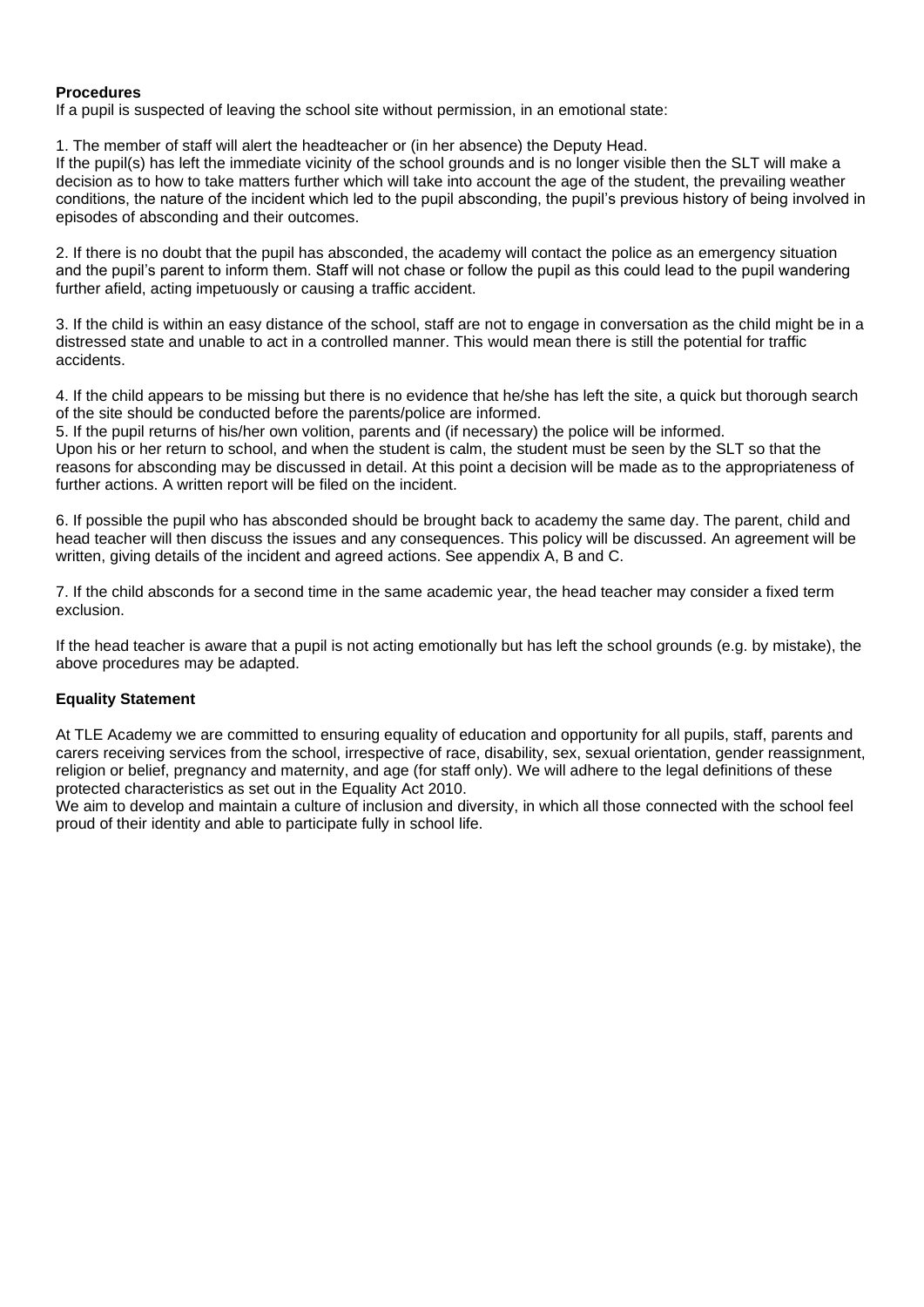**Procedures**

If a pupil is suspected of leaving the school site without permission, in an emotional state:

1. The member of staff will alert the headteacher or (in her absence) the Deputy Head.

If the pupil(s) has left the immediate vicinity of the school grounds and is no longer visible then the SLT will make a decision as to how to take matters further which will take into account the age of the student, the prevailing weather conditions, the nature of the incident which led to the pupil absconding, the pupil's previous history of being involved in episodes of absconding and their outcomes.

2. If there is no doubt that the pupil has absconded, the academy will contact the police as an emergency situation and the pupil's parent to inform them. Staff will not chase or follow the pupil as this could lead to the pupil wandering further afield, acting impetuously or causing a traffic accident.

3. If the child is within an easy distance of the school, staff are not to engage in conversation as the child might be in a distressed state and unable to act in a controlled manner. This would mean there is still the potential for traffic accidents.

4. If the child appears to be missing but there is no evidence that he/she has left the site, a quick but thorough search of the site should be conducted before the parents/police are informed.

5. If the pupil returns of his/her own volition, parents and (if necessary) the police will be informed.

Upon his or her return to school, and when the student is calm, the student must be seen by the SLT so that the reasons for absconding may be discussed in detail. At this point a decision will be made as to the appropriateness of further actions. A written report will be filed on the incident.

6. If possible the pupil who has absconded should be brought back to academy the same day. The parent, child and head teacher will then discuss the issues and any consequences. This policy will be discussed. An agreement will be written, giving details of the incident and agreed actions. See appendix A, B and C.

7. If the child absconds for a second time in the same academic year, the head teacher may consider a fixed term exclusion.

If the head teacher is aware that a pupil is not acting emotionally but has left the school grounds (e.g. by mistake), the above procedures may be adapted.

**Equality Statement**

At TLE Academy we are committed to ensuring equality of education and opportunity for all pupils, staff, parents and carers receiving services from the school, irrespective of race, disability, sex, sexual orientation, gender reassignment, religion or belief, pregnancy and maternity, and age (for staff only). We will adhere to the legal definitions of these protected characteristics as set out in the Equality Act 2010.

We aim to develop and maintain a culture of inclusion and diversity, in which all those connected with the school feel proud of their identity and able to participate fully in school life.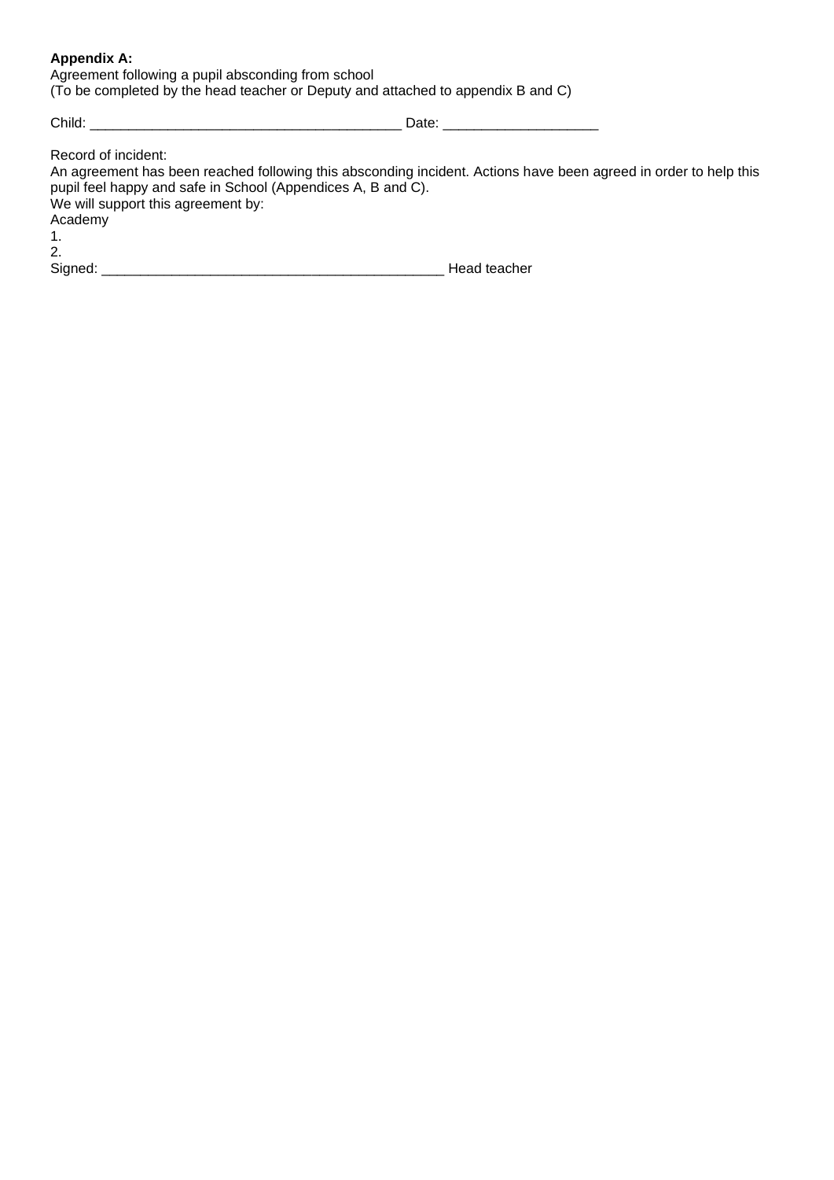**Appendix A:**
Agreement following a pupil absconding from school
(To be completed by the head teacher or Deputy and attached to appendix B and C)

Child: _______________________________________ Date: ___________________

Record of incident:
An agreement has been reached following this absconding incident. Actions have been agreed in order to help this pupil feel happy and safe in School (Appendices A, B and C).
We will support this agreement by:
Academy
1.
2.
Signed: ____________________________________________ Head teacher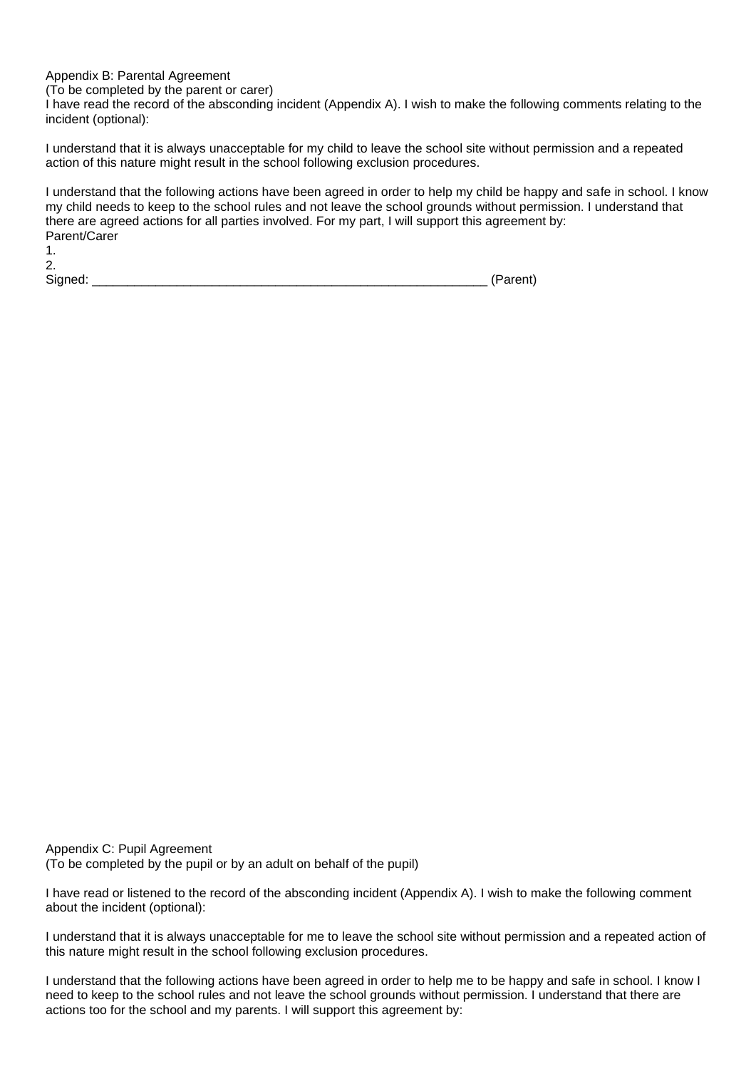Appendix B: Parental Agreement
(To be completed by the parent or carer)
I have read the record of the absconding incident (Appendix A). I wish to make the following comments relating to the incident (optional):

I understand that it is always unacceptable for my child to leave the school site without permission and a repeated action of this nature might result in the school following exclusion procedures.

I understand that the following actions have been agreed in order to help my child be happy and safe in school. I know my child needs to keep to the school rules and not leave the school grounds without permission. I understand that there are agreed actions for all parties involved. For my part, I will support this agreement by:
Parent/Carer
1.
2.
Signed: ___________________________________________________________ (Parent)

Appendix C: Pupil Agreement
(To be completed by the pupil or by an adult on behalf of the pupil)

I have read or listened to the record of the absconding incident (Appendix A). I wish to make the following comment about the incident (optional):

I understand that it is always unacceptable for me to leave the school site without permission and a repeated action of this nature might result in the school following exclusion procedures.

I understand that the following actions have been agreed in order to help me to be happy and safe in school. I know I need to keep to the school rules and not leave the school grounds without permission. I understand that there are actions too for the school and my parents. I will support this agreement by: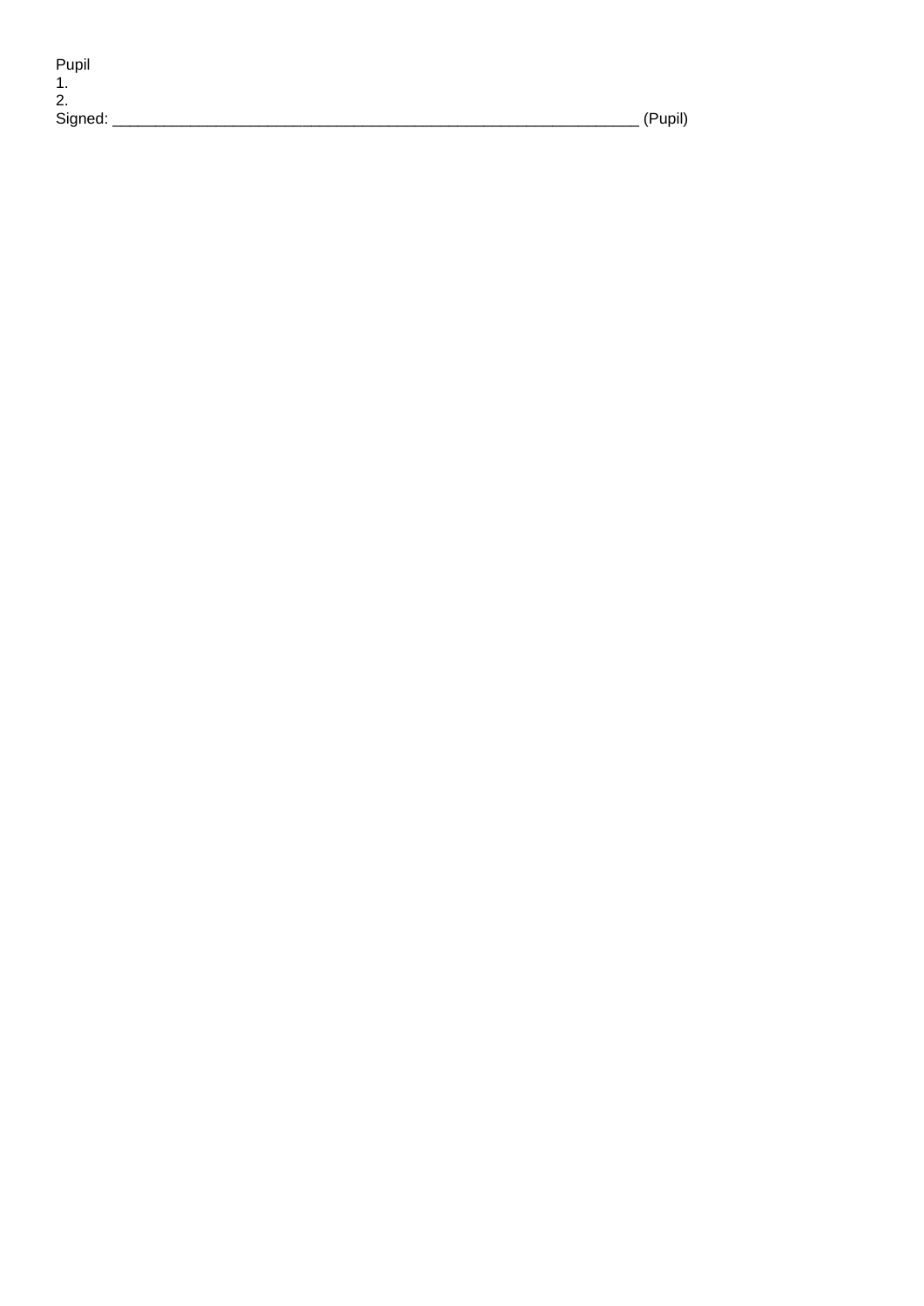Pupil
1.
2.
Signed: _______________________________________________________________ (Pupil)